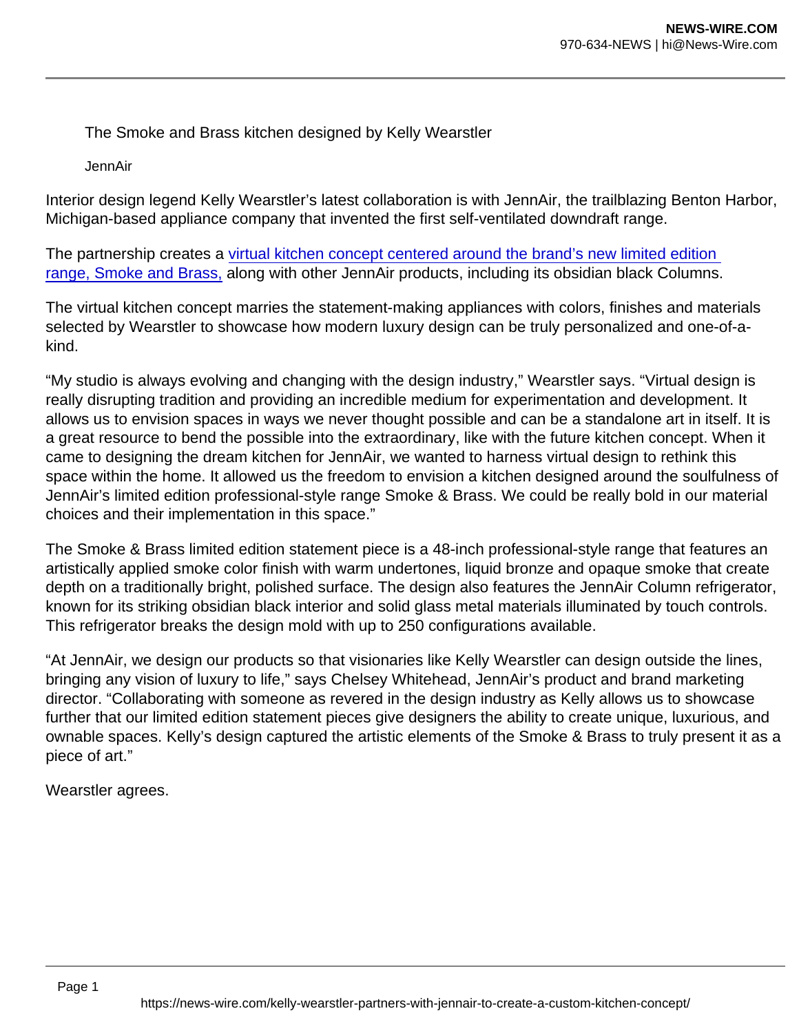The Smoke and Brass kitchen designed by Kelly Wearstler

JennAir

Interior design legend Kelly Wearstler's latest collaboration is with JennAir, the trailblazing Benton Harbor, Michigan-based appliance company that invented the first self-ventilated downdraft range.

The partnership creates a [virtual kitchen concept centered around the brand's new limited edition range, Smoke and Brass,](https://news-wire.com/kelly-wearstler-partners-with-jennair-to-create-a-custom-kitchen-concept/) along with other JennAir products, including its obsidian black Columns.

The virtual kitchen concept marries the statement-making appliances with colors, finishes and materials selected by Wearstler to showcase how modern luxury design can be truly personalized and one-of-a-kind.

"My studio is always evolving and changing with the design industry," Wearstler says. "Virtual design is really disrupting tradition and providing an incredible medium for experimentation and development. It allows us to envision spaces in ways we never thought possible and can be a standalone art in itself. It is a great resource to bend the possible into the extraordinary, like with the future kitchen concept. When it came to designing the dream kitchen for JennAir, we wanted to harness virtual design to rethink this space within the home. It allowed us the freedom to envision a kitchen designed around the soulfulness of JennAir's limited edition professional-style range Smoke & Brass. We could be really bold in our material choices and their implementation in this space."

The Smoke & Brass limited edition statement piece is a 48-inch professional-style range that features an artistically applied smoke color finish with warm undertones, liquid bronze and opaque smoke that create depth on a traditionally bright, polished surface. The design also features the JennAir Column refrigerator, known for its striking obsidian black interior and solid glass metal materials illuminated by touch controls. This refrigerator breaks the design mold with up to 250 configurations available.

"At JennAir, we design our products so that visionaries like Kelly Wearstler can design outside the lines, bringing any vision of luxury to life," says Chelsey Whitehead, JennAir's product and brand marketing director. "Collaborating with someone as revered in the design industry as Kelly allows us to showcase further that our limited edition statement pieces give designers the ability to create unique, luxurious, and ownable spaces. Kelly's design captured the artistic elements of the Smoke & Brass to truly present it as a piece of art."

Wearstler agrees.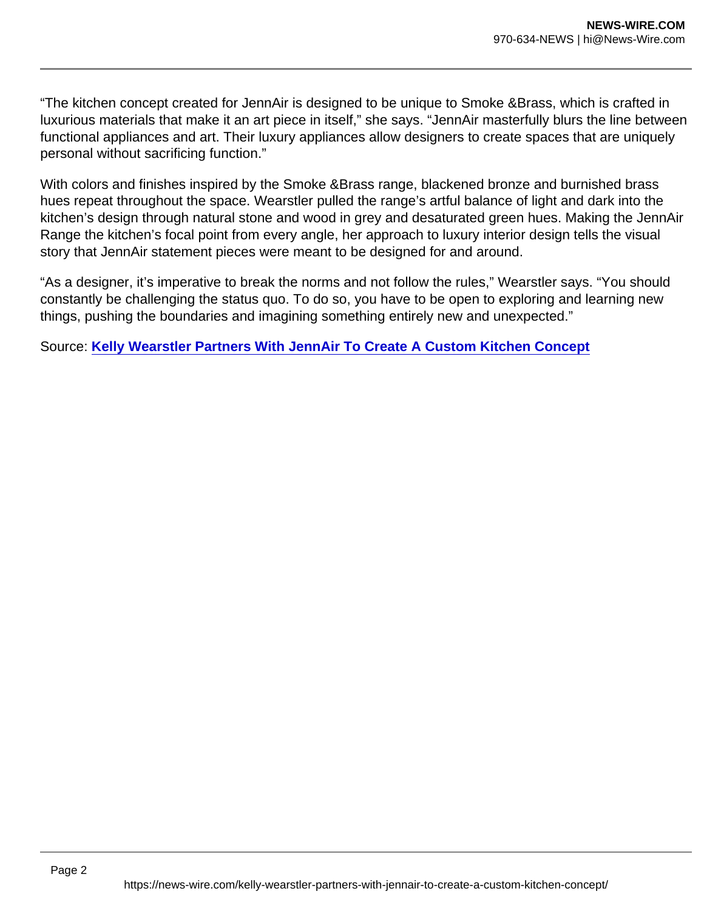"The kitchen concept created for JennAir is designed to be unique to Smoke &Brass, which is crafted in luxurious materials that make it an art piece in itself," she says. "JennAir masterfully blurs the line between functional appliances and art. Their luxury appliances allow designers to create spaces that are uniquely personal without sacrificing function."

With colors and finishes inspired by the Smoke &Brass range, blackened bronze and burnished brass hues repeat throughout the space. Wearstler pulled the range's artful balance of light and dark into the kitchen's design through natural stone and wood in grey and desaturated green hues. Making the JennAir Range the kitchen's focal point from every angle, her approach to luxury interior design tells the visual story that JennAir statement pieces were meant to be designed for and around.

"As a designer, it's imperative to break the norms and not follow the rules," Wearstler says. "You should constantly be challenging the status quo. To do so, you have to be open to exploring and learning new things, pushing the boundaries and imagining something entirely new and unexpected."

Source: **Kelly Wearstler Partners With JennAir To Create A Custom Kitchen Concept**